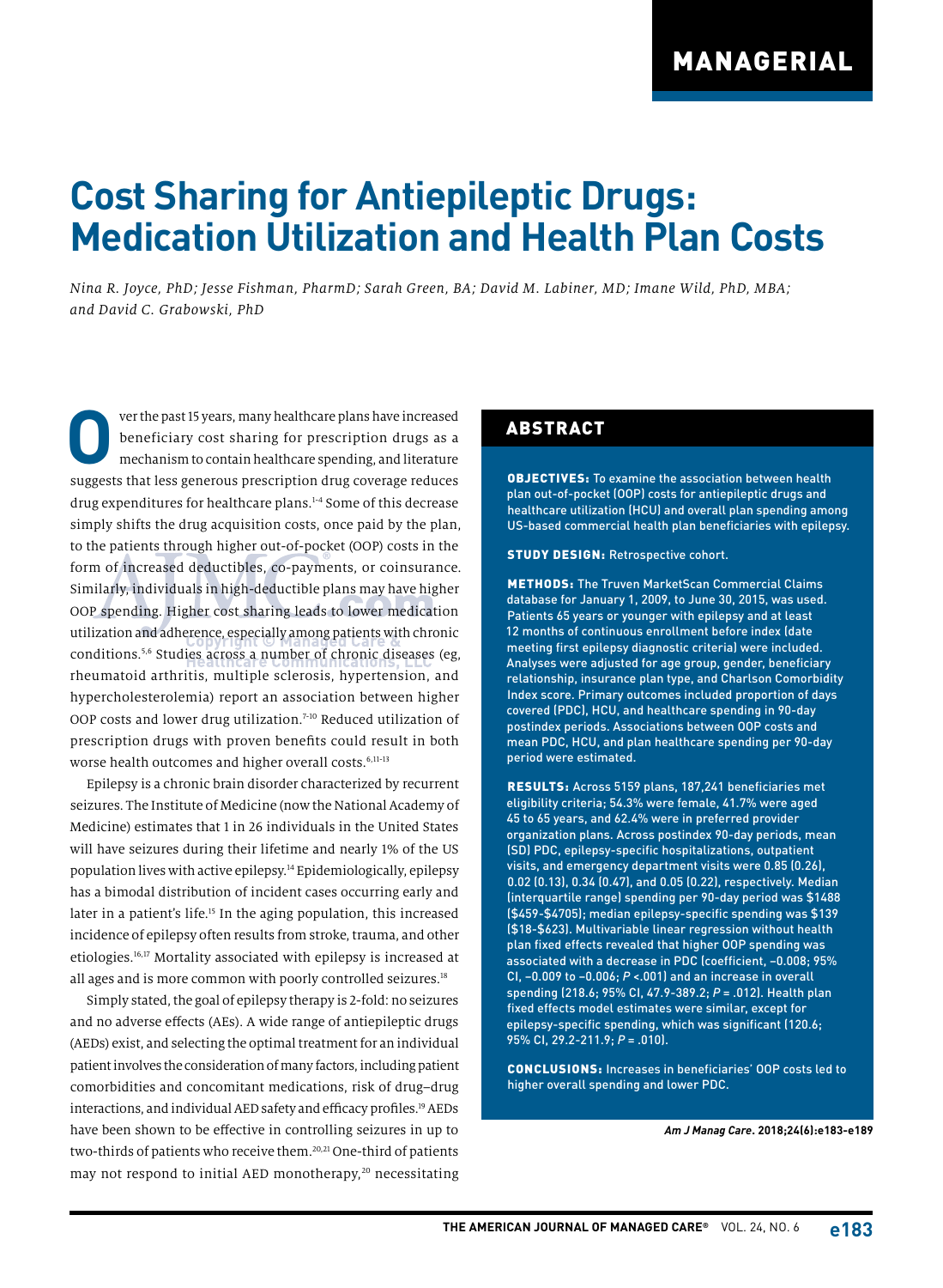MANAGERIAL

# Cost Sharing for Antiepileptic Drugs: Medication Utilization and Health Plan Costs

*Nina R. Joyce, PhD; Jesse Fishman, PharmD; Sarah Green, BA; David M. Labiner, MD; Imane Wild, PhD, MBA; and David C. Grabowski, PhD*

## ABSTRACT

**OBJECTIVES:** To examine the association between health plan out-of-pocket (OOP) costs for antiepileptic drugs and healthcare utilization (HCU) and overall plan spending among US-based commercial health plan beneficiaries with epilepsy.

**STUDY DESIGN:** Retrospective cohort.

**METHODS:** The Truven MarketScan Commercial Claims database for January 1, 2009, to June 30, 2015, was used. Patients 65 years or younger with epilepsy and at least 12 months of continuous enrollment before index (date meeting first epilepsy diagnostic criteria) were included. Analyses were adjusted for age group, gender, beneficiary relationship, insurance plan type, and Charlson Comorbidity Index score. Primary outcomes included proportion of days covered (PDC), HCU, and healthcare spending in 90-day postindex periods. Associations between OOP costs and mean PDC, HCU, and plan healthcare spending per 90-day period were estimated.

**RESULTS:** Across 5159 plans, 187,241 beneficiaries met eligibility criteria; 54.3% were female, 41.7% were aged 45 to 65 years, and 62.4% were in preferred provider organization plans. Across postindex 90-day periods, mean (SD) PDC, epilepsy-specific hospitalizations, outpatient visits, and emergency department visits were 0.85 (0.26), 0.02 (0.13), 0.34 (0.47), and 0.05 (0.22), respectively. Median (interquartile range) spending per 90-day period was $1488 ($459-$4705); median epilepsy-specific spending was $139 ($18-$623). Multivariable linear regression without health plan fixed effects revealed that higher OOP spending was associated with a decrease in PDC (coefficient, –0.008; 95% CI, –0.009 to –0.006; *P* <.001) and an increase in overall spending (218.6; 95% CI, 47.9-389.2; *P* = .012). Health plan fixed effects model estimates were similar, except for epilepsy-specific spending, which was significant (120.6; 95% CI, 29.2-211.9; *P* = .010).

**CONCLUSIONS:** Increases in beneficiaries' OOP costs led to higher overall spending and lower PDC.

*Am J Manag Care.* 2018;24(6):e183-e189

Over the past 15 years, many healthcare plans have increased beneficiary cost sharing for prescription drugs as a mechanism to contain healthcare spending, and literature suggests that less generous prescription drug coverage reduces drug expenditures for healthcare plans.[1-4] Some of this decrease simply shifts the drug acquisition costs, once paid by the plan, to the patients through higher out-of-pocket (OOP) costs in the form of increased deductibles, co-payments, or coinsurance. Similarly, individuals in high-deductible plans may have higher OOP spending. Higher cost sharing leads to lower medication utilization and adherence, especially among patients with chronic conditions.[5,6] Studies across a number of chronic diseases (eg, rheumatoid arthritis, multiple sclerosis, hypertension, and hypercholesterolemia) report an association between higher OOP costs and lower drug utilization.[7-10] Reduced utilization of prescription drugs with proven benefits could result in both worse health outcomes and higher overall costs.[6,11-13]

Epilepsy is a chronic brain disorder characterized by recurrent seizures. The Institute of Medicine (now the National Academy of Medicine) estimates that 1 in 26 individuals in the United States will have seizures during their lifetime and nearly 1% of the US population lives with active epilepsy.[14] Epidemiologically, epilepsy has a bimodal distribution of incident cases occurring early and later in a patient's life.[15] In the aging population, this increased incidence of epilepsy often results from stroke, trauma, and other etiologies.[16,17] Mortality associated with epilepsy is increased at all ages and is more common with poorly controlled seizures.[18]

Simply stated, the goal of epilepsy therapy is 2-fold: no seizures and no adverse effects (AEs). A wide range of antiepileptic drugs (AEDs) exist, and selecting the optimal treatment for an individual patient involves the consideration of many factors, including patient comorbidities and concomitant medications, risk of drug–drug interactions, and individual AED safety and efficacy profiles.[19] AEDs have been shown to be effective in controlling seizures in up to two-thirds of patients who receive them.[20,21] One-third of patients may not respond to initial AED monotherapy,[20] necessitating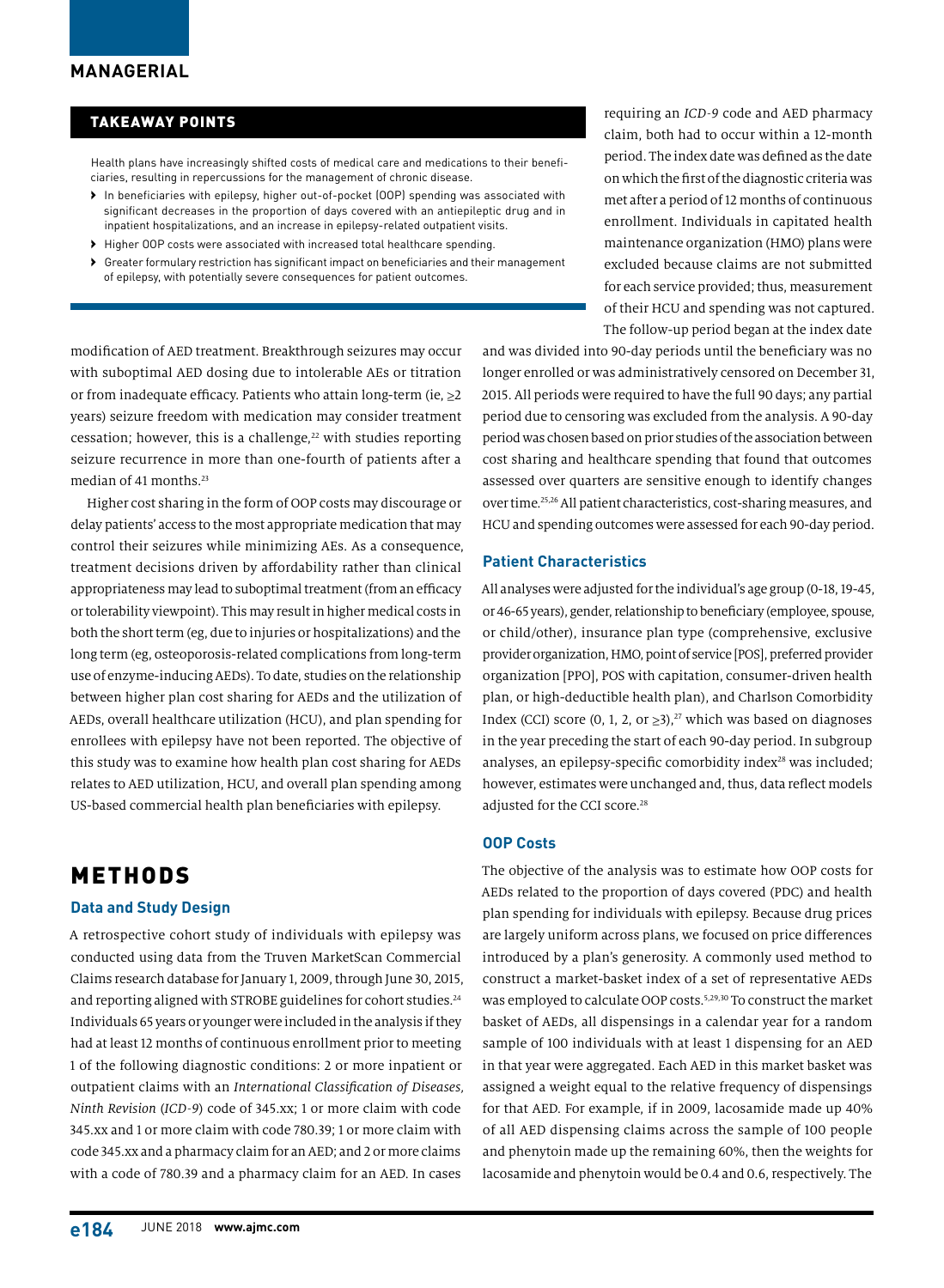## TAKEAWAY POINTS

Health plans have increasingly shifted costs of medical care and medications to their beneficiaries, resulting in repercussions for the management of chronic disease.

- In beneficiaries with epilepsy, higher out-of-pocket (OOP) spending was associated with significant decreases in the proportion of days covered with an antiepileptic drug and in inpatient hospitalizations, and an increase in epilepsy-related outpatient visits.
- Higher OOP costs were associated with increased total healthcare spending.
- Greater formulary restriction has significant impact on beneficiaries and their management of epilepsy, with potentially severe consequences for patient outcomes.

modification of AED treatment. Breakthrough seizures may occur with suboptimal AED dosing due to intolerable AEs or titration or from inadequate efficacy. Patients who attain long-term (ie, ≥2 years) seizure freedom with medication may consider treatment cessation; however, this is a challenge,[22] with studies reporting seizure recurrence in more than one-fourth of patients after a median of 41 months.[23]

Higher cost sharing in the form of OOP costs may discourage or delay patients' access to the most appropriate medication that may control their seizures while minimizing AEs. As a consequence, treatment decisions driven by affordability rather than clinical appropriateness may lead to suboptimal treatment (from an efficacy or tolerability viewpoint). This may result in higher medical costs in both the short term (eg, due to injuries or hospitalizations) and the long term (eg, osteoporosis-related complications from long-term use of enzyme-inducing AEDs). To date, studies on the relationship between higher plan cost sharing for AEDs and the utilization of AEDs, overall healthcare utilization (HCU), and plan spending for enrollees with epilepsy have not been reported. The objective of this study was to examine how health plan cost sharing for AEDs relates to AED utilization, HCU, and overall plan spending among US-based commercial health plan beneficiaries with epilepsy.

# METHODS

### Data and Study Design

A retrospective cohort study of individuals with epilepsy was conducted using data from the Truven MarketScan Commercial Claims research database for January 1, 2009, through June 30, 2015, and reporting aligned with STROBE guidelines for cohort studies.[24] Individuals 65 years or younger were included in the analysis if they had at least 12 months of continuous enrollment prior to meeting 1 of the following diagnostic conditions: 2 or more inpatient or outpatient claims with an *International Classification of Diseases, Ninth Revision* (*ICD-9*) code of 345.xx; 1 or more claim with code 345.xx and 1 or more claim with code 780.39; 1 or more claim with code 345.xx and a pharmacy claim for an AED; and 2 or more claims with a code of 780.39 and a pharmacy claim for an AED. In cases requiring an *ICD-9* code and AED pharmacy claim, both had to occur within a 12-month period. The index date was defined as the date on which the first of the diagnostic criteria was met after a period of 12 months of continuous enrollment. Individuals in capitated health maintenance organization (HMO) plans were excluded because claims are not submitted for each service provided; thus, measurement of their HCU and spending was not captured.

The follow-up period began at the index date and was divided into 90-day periods until the beneficiary was no longer enrolled or was administratively censored on December 31, 2015. All periods were required to have the full 90 days; any partial period due to censoring was excluded from the analysis. A 90-day period was chosen based on prior studies of the association between cost sharing and healthcare spending that found that outcomes assessed over quarters are sensitive enough to identify changes over time.[25,26] All patient characteristics, cost-sharing measures, and HCU and spending outcomes were assessed for each 90-day period.

### Patient Characteristics

All analyses were adjusted for the individual's age group (0-18, 19-45, or 46-65 years), gender, relationship to beneficiary (employee, spouse, or child/other), insurance plan type (comprehensive, exclusive provider organization, HMO, point of service [POS], preferred provider organization [PPO], POS with capitation, consumer-driven health plan, or high-deductible health plan), and Charlson Comorbidity Index (CCI) score (0, 1, 2, or ≥3),[27] which was based on diagnoses in the year preceding the start of each 90-day period. In subgroup analyses, an epilepsy-specific comorbidity index[28] was included; however, estimates were unchanged and, thus, data reflect models adjusted for the CCI score.[28]

### OOP Costs

The objective of the analysis was to estimate how OOP costs for AEDs related to the proportion of days covered (PDC) and health plan spending for individuals with epilepsy. Because drug prices are largely uniform across plans, we focused on price differences introduced by a plan's generosity. A commonly used method to construct a market-basket index of a set of representative AEDs was employed to calculate OOP costs.[5,29,30] To construct the market basket of AEDs, all dispensings in a calendar year for a random sample of 100 individuals with at least 1 dispensing for an AED in that year were aggregated. Each AED in this market basket was assigned a weight equal to the relative frequency of dispensings for that AED. For example, if in 2009, lacosamide made up 40% of all AED dispensing claims across the sample of 100 people and phenytoin made up the remaining 60%, then the weights for lacosamide and phenytoin would be 0.4 and 0.6, respectively. The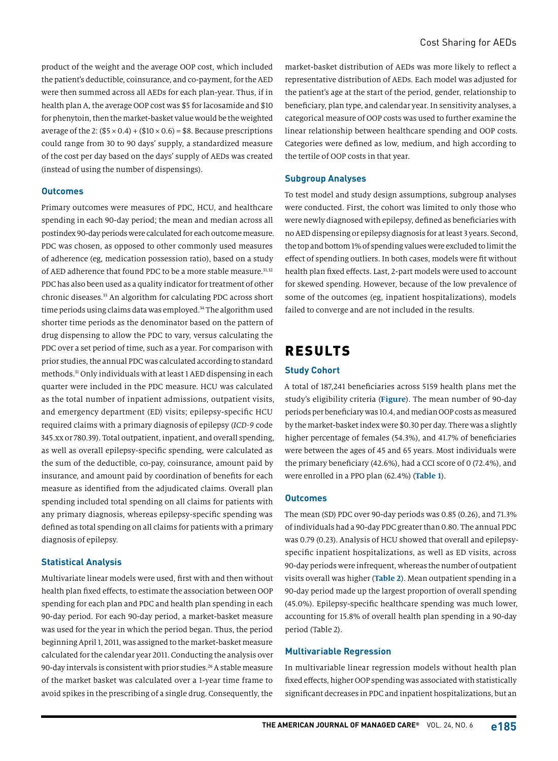product of the weight and the average OOP cost, which included the patient's deductible, coinsurance, and co-payment, for the AED were then summed across all AEDs for each plan-year. Thus, if in health plan A, the average OOP cost was \$5 for lacosamide and \$10 for phenytoin, then the market-basket value would be the weighted average of the 2: (\$5 × 0.4) + (\$10 × 0.6) = \$8. Because prescriptions could range from 30 to 90 days' supply, a standardized measure of the cost per day based on the days' supply of AEDs was created (instead of using the number of dispensings).

### Outcomes

Primary outcomes were measures of PDC, HCU, and healthcare spending in each 90-day period; the mean and median across all postindex 90-day periods were calculated for each outcome measure. PDC was chosen, as opposed to other commonly used measures of adherence (eg, medication possession ratio), based on a study of AED adherence that found PDC to be a more stable measure.[31,32] PDC has also been used as a quality indicator for treatment of other chronic diseases.[33] An algorithm for calculating PDC across short time periods using claims data was employed.[34] The algorithm used shorter time periods as the denominator based on the pattern of drug dispensing to allow the PDC to vary, versus calculating the PDC over a set period of time, such as a year. For comparison with prior studies, the annual PDC was calculated according to standard methods.[31] Only individuals with at least 1 AED dispensing in each quarter were included in the PDC measure. HCU was calculated as the total number of inpatient admissions, outpatient visits, and emergency department (ED) visits; epilepsy-specific HCU required claims with a primary diagnosis of epilepsy (*ICD-9* code 345.xx or 780.39). Total outpatient, inpatient, and overall spending, as well as overall epilepsy-specific spending, were calculated as the sum of the deductible, co-pay, coinsurance, amount paid by insurance, and amount paid by coordination of benefits for each measure as identified from the adjudicated claims. Overall plan spending included total spending on all claims for patients with any primary diagnosis, whereas epilepsy-specific spending was defined as total spending on all claims for patients with a primary diagnosis of epilepsy.

### Statistical Analysis

Multivariate linear models were used, first with and then without health plan fixed effects, to estimate the association between OOP spending for each plan and PDC and health plan spending in each 90-day period. For each 90-day period, a market-basket measure was used for the year in which the period began. Thus, the period beginning April 1, 2011, was assigned to the market-basket measure calculated for the calendar year 2011. Conducting the analysis over 90-day intervals is consistent with prior studies.[26] A stable measure of the market basket was calculated over a 1-year time frame to avoid spikes in the prescribing of a single drug. Consequently, the market-basket distribution of AEDs was more likely to reflect a representative distribution of AEDs. Each model was adjusted for the patient's age at the start of the period, gender, relationship to beneficiary, plan type, and calendar year. In sensitivity analyses, a categorical measure of OOP costs was used to further examine the linear relationship between healthcare spending and OOP costs. Categories were defined as low, medium, and high according to the tertile of OOP costs in that year.

### Subgroup Analyses

To test model and study design assumptions, subgroup analyses were conducted. First, the cohort was limited to only those who were newly diagnosed with epilepsy, defined as beneficiaries with no AED dispensing or epilepsy diagnosis for at least 3 years. Second, the top and bottom 1% of spending values were excluded to limit the effect of spending outliers. In both cases, models were fit without health plan fixed effects. Last, 2-part models were used to account for skewed spending. However, because of the low prevalence of some of the outcomes (eg, inpatient hospitalizations), models failed to converge and are not included in the results.

## RESULTS

### Study Cohort

A total of 187,241 beneficiaries across 5159 health plans met the study's eligibility criteria (**Figure**). The mean number of 90-day periods per beneficiary was 10.4, and median OOP costs as measured by the market-basket index were \$0.30 per day. There was a slightly higher percentage of females (54.3%), and 41.7% of beneficiaries were between the ages of 45 and 65 years. Most individuals were the primary beneficiary (42.6%), had a CCI score of 0 (72.4%), and were enrolled in a PPO plan (62.4%) (**Table 1**).

### Outcomes

The mean (SD) PDC over 90-day periods was 0.85 (0.26), and 71.3% of individuals had a 90-day PDC greater than 0.80. The annual PDC was 0.79 (0.23). Analysis of HCU showed that overall and epilepsy-specific inpatient hospitalizations, as well as ED visits, across 90-day periods were infrequent, whereas the number of outpatient visits overall was higher (**Table 2**). Mean outpatient spending in a 90-day period made up the largest proportion of overall spending (45.0%). Epilepsy-specific healthcare spending was much lower, accounting for 15.8% of overall health plan spending in a 90-day period (Table 2).

### Multivariable Regression

In multivariable linear regression models without health plan fixed effects, higher OOP spending was associated with statistically significant decreases in PDC and inpatient hospitalizations, but an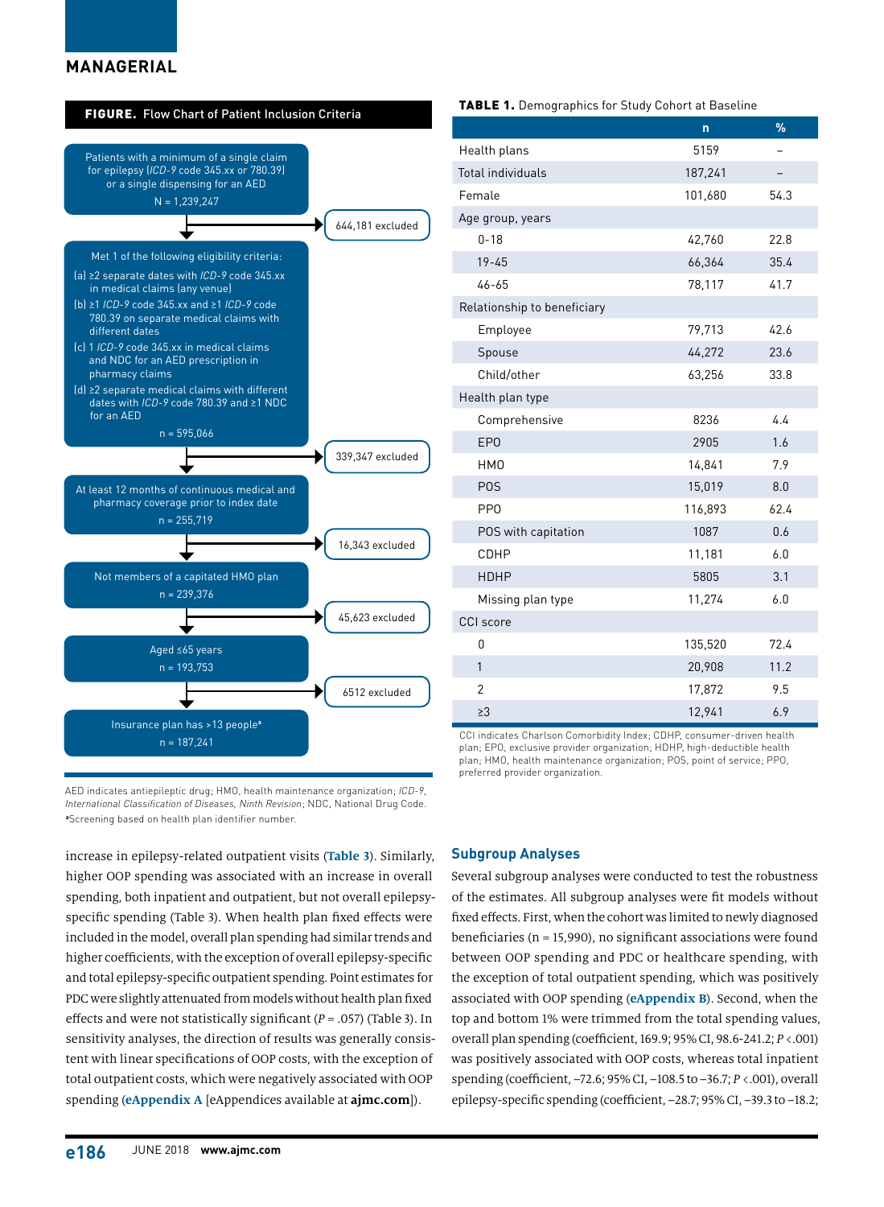**FIGURE.** Flow Chart of Patient Inclusion Criteria

Patients with a minimum of a single claim for epilepsy (*ICD-9* code 345.xx or 780.39) or a single dispensing for an AED
N = 1,239,247

→ 644,181 excluded

Met 1 of the following eligibility criteria:
(a) ≥2 separate dates with *ICD-9* code 345.xx in medical claims (any venue)
(b) ≥1 *ICD-9* code 345.xx and ≥1 *ICD-9* code 780.39 on separate medical claims with different dates
(c) 1 *ICD-9* code 345.xx in medical claims and NDC for an AED prescription in pharmacy claims
(d) ≥2 separate medical claims with different dates with *ICD-9* code 780.39 and ≥1 NDC for an AED
n = 595,066

→ 339,347 excluded

At least 12 months of continuous medical and pharmacy coverage prior to index date
n = 255,719

→ 16,343 excluded

Not members of a capitated HMO plan
n = 239,376

→ 45,623 excluded

Aged ≤65 years
n = 193,753

→ 6512 excluded

Insurance plan has >13 people[a]
n = 187,241

AED indicates antiepileptic drug; HMO, health maintenance organization; *ICD-9*, *International Classification of Diseases, Ninth Revision*; NDC, National Drug Code.
[a]Screening based on health plan identifier number.

**TABLE 1.** Demographics for Study Cohort at Baseline

| | n | % |
|---|---|---|
| Health plans | 5159 | – |
| Total individuals | 187,241 | – |
| Female | 101,680 | 54.3 |
| Age group, years | | |
| 0-18 | 42,760 | 22.8 |
| 19-45 | 66,364 | 35.4 |
| 46-65 | 78,117 | 41.7 |
| Relationship to beneficiary | | |
| Employee | 79,713 | 42.6 |
| Spouse | 44,272 | 23.6 |
| Child/other | 63,256 | 33.8 |
| Health plan type | | |
| Comprehensive | 8236 | 4.4 |
| EPO | 2905 | 1.6 |
| HMO | 14,841 | 7.9 |
| POS | 15,019 | 8.0 |
| PPO | 116,893 | 62.4 |
| POS with capitation | 1087 | 0.6 |
| CDHP | 11,181 | 6.0 |
| HDHP | 5805 | 3.1 |
| Missing plan type | 11,274 | 6.0 |
| CCI score | | |
| 0 | 135,520 | 72.4 |
| 1 | 20,908 | 11.2 |
| 2 | 17,872 | 9.5 |
| ≥3 | 12,941 | 6.9 |

CCI indicates Charlson Comorbidity Index; CDHP, consumer-driven health plan; EPO, exclusive provider organization; HDHP, high-deductible health plan; HMO, health maintenance organization; POS, point of service; PPO, preferred provider organization.

increase in epilepsy-related outpatient visits (**Table 3**). Similarly, higher OOP spending was associated with an increase in overall spending, both inpatient and outpatient, but not overall epilepsy-specific spending (Table 3). When health plan fixed effects were included in the model, overall plan spending had similar trends and higher coefficients, with the exception of overall epilepsy-specific and total epilepsy-specific outpatient spending. Point estimates for PDC were slightly attenuated from models without health plan fixed effects and were not statistically significant ($P = .057$) (Table 3). In sensitivity analyses, the direction of results was generally consistent with linear specifications of OOP costs, with the exception of total outpatient costs, which were negatively associated with OOP spending (**eAppendix A** [eAppendices available at **ajmc.com**]).

## Subgroup Analyses

Several subgroup analyses were conducted to test the robustness of the estimates. All subgroup analyses were fit models without fixed effects. First, when the cohort was limited to newly diagnosed beneficiaries (n = 15,990), no significant associations were found between OOP spending and PDC or healthcare spending, with the exception of total outpatient spending, which was positively associated with OOP spending (**eAppendix B**). Second, when the top and bottom 1% were trimmed from the total spending values, overall plan spending (coefficient, 169.9; 95% CI, 98.6-241.2; $P < .001$) was positively associated with OOP costs, whereas total inpatient spending (coefficient, –72.6; 95% CI, –108.5 to –36.7; $P < .001$), overall epilepsy-specific spending (coefficient, –28.7; 95% CI, –39.3 to –18.2;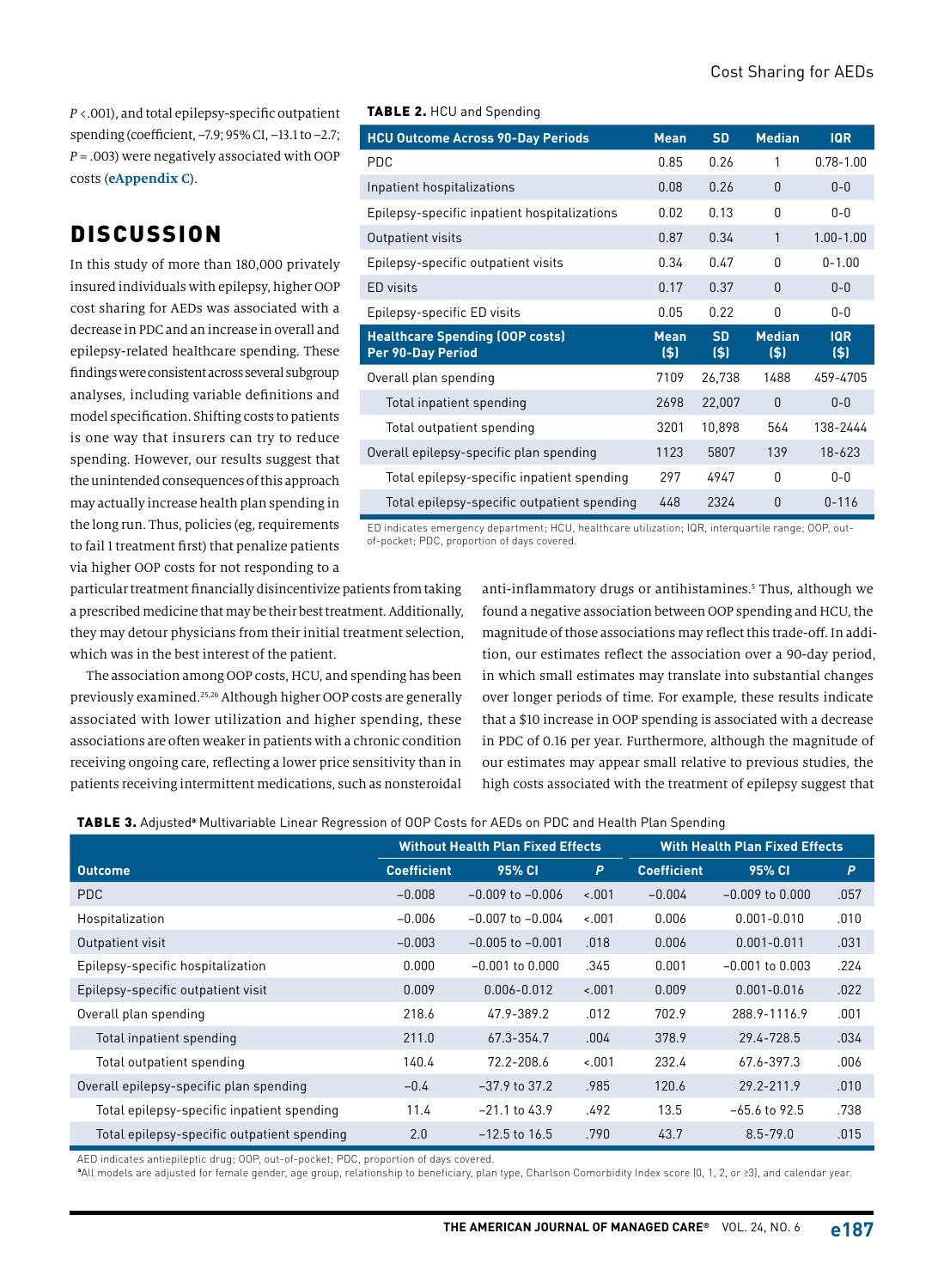$P$ <.001), and total epilepsy-specific outpatient spending (coefficient, –7.9; 95% CI, –13.1 to –2.7; $P$ = .003) were negatively associated with OOP costs (eAppendix C).

## DISCUSSION

In this study of more than 180,000 privately insured individuals with epilepsy, higher OOP cost sharing for AEDs was associated with a decrease in PDC and an increase in overall and epilepsy-related healthcare spending. These findings were consistent across several subgroup analyses, including variable definitions and model specification. Shifting costs to patients is one way that insurers can try to reduce spending. However, our results suggest that the unintended consequences of this approach may actually increase health plan spending in the long run. Thus, policies (eg, requirements to fail 1 treatment first) that penalize patients via higher OOP costs for not responding to a particular treatment financially disincentivize patients from taking a prescribed medicine that may be their best treatment. Additionally, they may detour physicians from their initial treatment selection, which was in the best interest of the patient.

The association among OOP costs, HCU, and spending has been previously examined.[25,26] Although higher OOP costs are generally associated with lower utilization and higher spending, these associations are often weaker in patients with a chronic condition receiving ongoing care, reflecting a lower price sensitivity than in patients receiving intermittent medications, such as nonsteroidal anti-inflammatory drugs or antihistamines.[5] Thus, although we found a negative association between OOP spending and HCU, the magnitude of those associations may reflect this trade-off. In addition, our estimates reflect the association over a 90-day period, in which small estimates may translate into substantial changes over longer periods of time. For example, these results indicate that a $10 increase in OOP spending is associated with a decrease in PDC of 0.16 per year. Furthermore, although the magnitude of our estimates may appear small relative to previous studies, the high costs associated with the treatment of epilepsy suggest that

**TABLE 2.** HCU and Spending

| HCU Outcome Across 90-Day Periods | Mean | SD | Median | IQR |
|---|---|---|---|---|
| PDC | 0.85 | 0.26 | 1 | 0.78-1.00 |
| Inpatient hospitalizations | 0.08 | 0.26 | 0 | 0-0 |
| Epilepsy-specific inpatient hospitalizations | 0.02 | 0.13 | 0 | 0-0 |
| Outpatient visits | 0.87 | 0.34 | 1 | 1.00-1.00 |
| Epilepsy-specific outpatient visits | 0.34 | 0.47 | 0 | 0-1.00 |
| ED visits | 0.17 | 0.37 | 0 | 0-0 |
| Epilepsy-specific ED visits | 0.05 | 0.22 | 0 | 0-0 |
| **Healthcare Spending (OOP costs) Per 90-Day Period** | **Mean ($)** | **SD ($)** | **Median ($)** | **IQR ($)** |
| Overall plan spending | 7109 | 26,738 | 1488 | 459-4705 |
| Total inpatient spending | 2698 | 22,007 | 0 | 0-0 |
| Total outpatient spending | 3201 | 10,898 | 564 | 138-2444 |
| Overall epilepsy-specific plan spending | 1123 | 5807 | 139 | 18-623 |
| Total epilepsy-specific inpatient spending | 297 | 4947 | 0 | 0-0 |
| Total epilepsy-specific outpatient spending | 448 | 2324 | 0 | 0-116 |

ED indicates emergency department; HCU, healthcare utilization; IQR, interquartile range; OOP, out-of-pocket; PDC, proportion of days covered.

**TABLE 3.** Adjusted[a] Multivariable Linear Regression of OOP Costs for AEDs on PDC and Health Plan Spending

| | Without Health Plan Fixed Effects | | | With Health Plan Fixed Effects | | |
|---|---|---|---|---|---|---|
| **Outcome** | **Coefficient** | **95% CI** | ***P*** | **Coefficient** | **95% CI** | ***P*** |
| PDC | −0.008 | −0.009 to −0.006 | <.001 | −0.004 | −0.009 to 0.000 | .057 |
| Hospitalization | −0.006 | −0.007 to −0.004 | <.001 | 0.006 | 0.001-0.010 | .010 |
| Outpatient visit | −0.003 | −0.005 to −0.001 | .018 | 0.006 | 0.001-0.011 | .031 |
| Epilepsy-specific hospitalization | 0.000 | −0.001 to 0.000 | .345 | 0.001 | −0.001 to 0.003 | .224 |
| Epilepsy-specific outpatient visit | 0.009 | 0.006-0.012 | <.001 | 0.009 | 0.001-0.016 | .022 |
| Overall plan spending | 218.6 | 47.9-389.2 | .012 | 702.9 | 288.9-1116.9 | .001 |
| Total inpatient spending | 211.0 | 67.3-354.7 | .004 | 378.9 | 29.4-728.5 | .034 |
| Total outpatient spending | 140.4 | 72.2-208.6 | <.001 | 232.4 | 67.6-397.3 | .006 |
| Overall epilepsy-specific plan spending | −0.4 | −37.9 to 37.2 | .985 | 120.6 | 29.2-211.9 | .010 |
| Total epilepsy-specific inpatient spending | 11.4 | −21.1 to 43.9 | .492 | 13.5 | −65.6 to 92.5 | .738 |
| Total epilepsy-specific outpatient spending | 2.0 | −12.5 to 16.5 | .790 | 43.7 | 8.5-79.0 | .015 |

AED indicates antiepileptic drug; OOP, out-of-pocket; PDC, proportion of days covered.
[a]All models are adjusted for female gender, age group, relationship to beneficiary, plan type, Charlson Comorbidity Index score (0, 1, 2, or ≥3), and calendar year.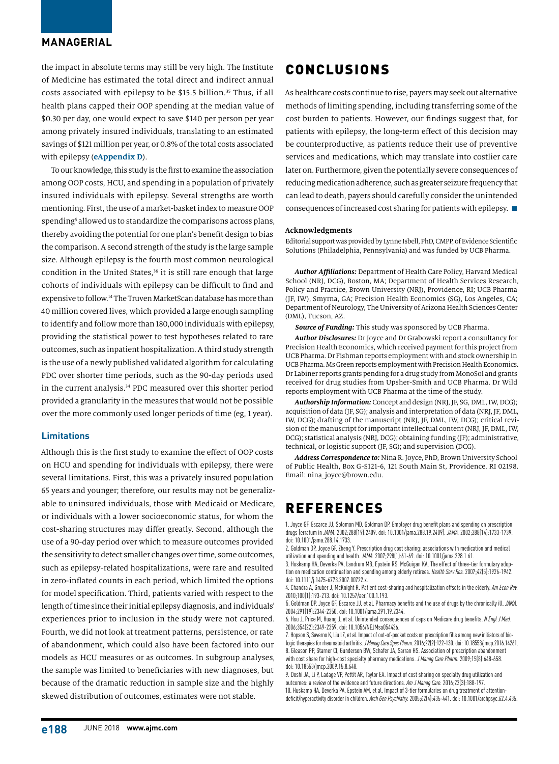the impact in absolute terms may still be very high. The Institute of Medicine has estimated the total direct and indirect annual costs associated with epilepsy to be $15.5 billion.[35] Thus, if all health plans capped their OOP spending at the median value of $0.30 per day, one would expect to save $140 per person per year among privately insured individuals, translating to an estimated savings of $121 million per year, or 0.8% of the total costs associated with epilepsy (**eAppendix D**).

To our knowledge, this study is the first to examine the association among OOP costs, HCU, and spending in a population of privately insured individuals with epilepsy. Several strengths are worth mentioning. First, the use of a market-basket index to measure OOP spending[5] allowed us to standardize the comparisons across plans, thereby avoiding the potential for one plan's benefit design to bias the comparison. A second strength of the study is the large sample size. Although epilepsy is the fourth most common neurological condition in the United States,[36] it is still rare enough that large cohorts of individuals with epilepsy can be difficult to find and expensive to follow.[14] The Truven MarketScan database has more than 40 million covered lives, which provided a large enough sampling to identify and follow more than 180,000 individuals with epilepsy, providing the statistical power to test hypotheses related to rare outcomes, such as inpatient hospitalization. A third study strength is the use of a newly published validated algorithm for calculating PDC over shorter time periods, such as the 90-day periods used in the current analysis.[34] PDC measured over this shorter period provided a granularity in the measures that would not be possible over the more commonly used longer periods of time (eg, 1 year).

### Limitations

Although this is the first study to examine the effect of OOP costs on HCU and spending for individuals with epilepsy, there were several limitations. First, this was a privately insured population 65 years and younger; therefore, our results may not be generalizable to uninsured individuals, those with Medicaid or Medicare, or individuals with a lower socioeconomic status, for whom the cost-sharing structures may differ greatly. Second, although the use of a 90-day period over which to measure outcomes provided the sensitivity to detect smaller changes over time, some outcomes, such as epilepsy-related hospitalizations, were rare and resulted in zero-inflated counts in each period, which limited the options for model specification. Third, patients varied with respect to the length of time since their initial epilepsy diagnosis, and individuals' experiences prior to inclusion in the study were not captured. Fourth, we did not look at treatment patterns, persistence, or rate of abandonment, which could also have been factored into our models as HCU measures or as outcomes. In subgroup analyses, the sample was limited to beneficiaries with new diagnoses, but because of the dramatic reduction in sample size and the highly skewed distribution of outcomes, estimates were not stable.

## CONCLUSIONS

As healthcare costs continue to rise, payers may seek out alternative methods of limiting spending, including transferring some of the cost burden to patients. However, our findings suggest that, for patients with epilepsy, the long-term effect of this decision may be counterproductive, as patients reduce their use of preventive services and medications, which may translate into costlier care later on. Furthermore, given the potentially severe consequences of reducing medication adherence, such as greater seizure frequency that can lead to death, payers should carefully consider the unintended consequences of increased cost sharing for patients with epilepsy. ■

**Acknowledgments**

Editorial support was provided by Lynne Isbell, PhD, CMPP, of Evidence Scientific Solutions (Philadelphia, Pennsylvania) and was funded by UCB Pharma.

***Author Affiliations:*** Department of Health Care Policy, Harvard Medical School (NRJ, DCG), Boston, MA; Department of Health Services Research, Policy and Practice, Brown University (NRJ), Providence, RI; UCB Pharma (JF, IW), Smyrna, GA; Precision Health Economics (SG), Los Angeles, CA; Department of Neurology, The University of Arizona Health Sciences Center (DML), Tucson, AZ.

***Source of Funding:*** This study was sponsored by UCB Pharma.

***Author Disclosures:*** Dr Joyce and Dr Grabowski report a consultancy for Precision Health Economics, which received payment for this project from UCB Pharma. Dr Fishman reports employment with and stock ownership in UCB Pharma. Ms Green reports employment with Precision Health Economics. Dr Labiner reports grants pending for a drug study from MonoSol and grants received for drug studies from Upsher-Smith and UCB Pharma. Dr Wild reports employment with UCB Pharma at the time of the study.

***Authorship Information:*** Concept and design (NRJ, JF, SG, DML, IW, DCG); acquisition of data (JF, SG); analysis and interpretation of data (NRJ, JF, DML, IW, DCG); drafting of the manuscript (NRJ, JF, DML, IW, DCG); critical revision of the manuscript for important intellectual content (NRJ, JF, SG, DML, IW, DCG); statistical analysis (NRJ, DCG); obtaining funding (JF); administrative, technical, or logistic support (JF, SG); and supervision (DCG).

***Address Correspondence to:*** Nina R. Joyce, PhD, Brown University School of Public Health, Box G-S121-6, 121 South Main St, Providence, RI 02198. Email: nina_joyce@brown.edu.

## REFERENCES

1. Joyce GF, Escarce JJ, Solomon MD, Goldman DP. Employer drug benefit plans and spending on prescription drugs [erratum in *JAMA*. 2002;288(19):2409. doi: 10.1001/jama.288.19.2409]. *JAMA*. 2002;288(14):1733-1739. doi: 10.1001/jama.288.14.1733.
2. Goldman DP, Joyce GF, Zheng Y. Prescription drug cost sharing: associations with medication and medical utilization and spending and health. *JAMA*. 2007;298(1):61-69. doi: 10.1001/jama.298.1.61.
3. Huskamp HA, Deverka PA, Landrum MB, Epstein RS, McGuigan KA. The effect of three-tier formulary adoption on medication continuation and spending among elderly retirees. *Health Serv Res*. 2007;42(5):1926-1942. doi: 10.1111/j.1475-6773.2007.00722.x.
4. Chandra A, Gruber J, McKnight R. Patient cost-sharing and hospitalization offsets in the elderly. *Am Econ Rev*. 2010;100(1):193-213. doi: 10.1257/aer.100.1.193.
5. Goldman DP, Joyce GF, Escarce JJ, et al. Pharmacy benefits and the use of drugs by the chronically ill. *JAMA*. 2004;291(19):2344-2350. doi: 10.1001/jama.291.19.2344.
6. Hsu J, Price M, Huang J, et al. Unintended consequences of caps on Medicare drug benefits. *N Engl J Med*. 2006;354(22):2349-2359. doi: 10.1056/NEJMsa054436.
7. Hopson S, Saverno K, Liu LZ, et al. Impact of out-of-pocket costs on prescription fills among new initiators of biologic therapies for rheumatoid arthritis. *J Manag Care Spec Pharm*. 2016;22(2):122-130. doi: 10.18553/jmcp.2016.14261.
8. Gleason PP, Starner CI, Gunderson BW, Schafer JA, Sarran HS. Association of prescription abandonment with cost share for high-cost specialty pharmacy medications. *J Manag Care Pharm*. 2009;15(8):648-658. doi: 10.18553/jmcp.2009.15.8.648.
9. Doshi JA, Li P, Ladage VP, Pettit AR, Taylor EA. Impact of cost sharing on specialty drug utilization and outcomes: a review of the evidence and future directions. *Am J Manag Care*. 2016;22(3):188-197.
10. Huskamp HA, Deverka PA, Epstein AM, et al. Impact of 3-tier formularies on drug treatment of attention-deficit/hyperactivity disorder in children. *Arch Gen Psychiatry*. 2005;62(4):435-441. doi: 10.1001/archpsyc.62.4.435.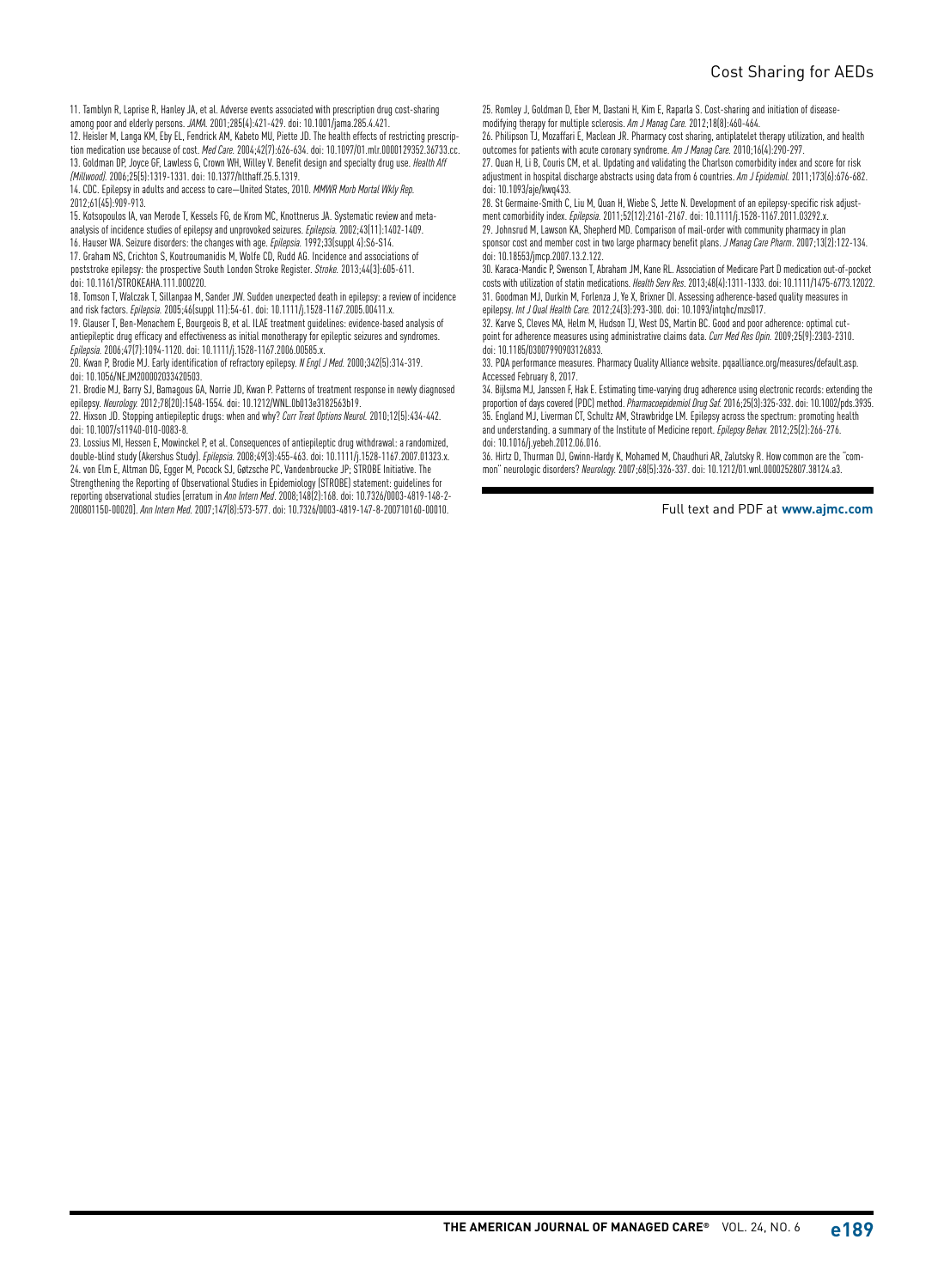11. Tamblyn R, Laprise R, Hanley JA, et al. Adverse events associated with prescription drug cost-sharing among poor and elderly persons. *JAMA*. 2001;285(4):421-429. doi: 10.1001/jama.285.4.421.

12. Heisler M, Langa KM, Eby EL, Fendrick AM, Kabeto MU, Piette JD. The health effects of restricting prescription medication use because of cost. *Med Care*. 2004;42(7):626-634. doi: 10.1097/01.mlr.0000129352.36733.cc.

13. Goldman DP, Joyce GF, Lawless G, Crown WH, Willey V. Benefit design and specialty drug use. *Health Aff (Millwood)*. 2006;25(5):1319-1331. doi: 10.1377/hlthaff.25.5.1319.

14. CDC. Epilepsy in adults and access to care—United States, 2010. *MMWR Morb Mortal Wkly Rep*. 2012;61(45):909-913.

15. Kotsopoulos IA, van Merode T, Kessels FG, de Krom MC, Knottnerus JA. Systematic review and meta-analysis of incidence studies of epilepsy and unprovoked seizures. *Epilepsia*. 2002;43(11):1402-1409.

16. Hauser WA. Seizure disorders: the changes with age. *Epilepsia*. 1992;33(suppl 4):S6-S14.

17. Graham NS, Crichton S, Koutroumanidis M, Wolfe CD, Rudd AG. Incidence and associations of poststroke epilepsy: the prospective South London Stroke Register. *Stroke*. 2013;44(3):605-611. doi: 10.1161/STROKEAHA.111.000220.

18. Tomson T, Walczak T, Sillanpaa M, Sander JW. Sudden unexpected death in epilepsy: a review of incidence and risk factors. *Epilepsia*. 2005;46(suppl 11):54-61. doi: 10.1111/j.1528-1167.2005.00411.x.

19. Glauser T, Ben-Menachem E, Bourgeois B, et al. ILAE treatment guidelines: evidence-based analysis of antiepileptic drug efficacy and effectiveness as initial monotherapy for epileptic seizures and syndromes. *Epilepsia*. 2006;47(7):1094-1120. doi: 10.1111/j.1528-1167.2006.00585.x.

20. Kwan P, Brodie MJ. Early identification of refractory epilepsy. *N Engl J Med*. 2000;342(5):314-319. doi: 10.1056/NEJM200002033420503.

21. Brodie MJ, Barry SJ, Bamagous GA, Norrie JD, Kwan P. Patterns of treatment response in newly diagnosed epilepsy. *Neurology*. 2012;78(20):1548-1554. doi: 10.1212/WNL.0b013e3182563b19.

22. Hixson JD. Stopping antiepileptic drugs: when and why? *Curr Treat Options Neurol*. 2010;12(5):434-442. doi: 10.1007/s11940-010-0083-8.

23. Lossius MI, Hessen E, Mowinckel P, et al. Consequences of antiepileptic drug withdrawal: a randomized, double-blind study (Akershus Study). *Epilepsia*. 2008;49(3):455-463. doi: 10.1111/j.1528-1167.2007.01323.x.

24. von Elm E, Altman DG, Egger M, Pocock SJ, Gøtzsche PC, Vandenbroucke JP; STROBE Initiative. The Strengthening the Reporting of Observational Studies in Epidemiology (STROBE) statement: guidelines for reporting observational studies [erratum in *Ann Intern Med*. 2008;148(2):168. doi: 10.7326/0003-4819-148-2-200801150-00020]. *Ann Intern Med*. 2007;147(8):573-577. doi: 10.7326/0003-4819-147-8-200710160-00010.

25. Romley J, Goldman D, Eber M, Dastani H, Kim E, Raparla S. Cost-sharing and initiation of disease-modifying therapy for multiple sclerosis. *Am J Manag Care*. 2012;18(8):460-464.

26. Philipson TJ, Mozaffari E, Maclean JR. Pharmacy cost sharing, antiplatelet therapy utilization, and health outcomes for patients with acute coronary syndrome. *Am J Manag Care*. 2010;16(4):290-297.

27. Quan H, Li B, Couris CM, et al. Updating and validating the Charlson comorbidity index and score for risk adjustment in hospital discharge abstracts using data from 6 countries. *Am J Epidemiol*. 2011;173(6):676-682. doi: 10.1093/aje/kwq433.

28. St Germaine-Smith C, Liu M, Quan H, Wiebe S, Jette N. Development of an epilepsy-specific risk adjustment comorbidity index. *Epilepsia*. 2011;52(12):2161-2167. doi: 10.1111/j.1528-1167.2011.03292.x.

29. Johnsrud M, Lawson KA, Shepherd MD. Comparison of mail-order with community pharmacy in plan sponsor cost and member cost in two large pharmacy benefit plans. *J Manag Care Pharm*. 2007;13(2):122-134. doi: 10.18553/jmcp.2007.13.2.122.

30. Karaca-Mandic P, Swenson T, Abraham JM, Kane RL. Association of Medicare Part D medication out-of-pocket costs with utilization of statin medications. *Health Serv Res*. 2013;48(4):1311-1333. doi: 10.1111/1475-6773.12022.

31. Goodman MJ, Durkin M, Forlenza J, Ye X, Brixner DI. Assessing adherence-based quality measures in epilepsy. *Int J Qual Health Care*. 2012;24(3):293-300. doi: 10.1093/intqhc/mzs017.

32. Karve S, Cleves MA, Helm M, Hudson TJ, West DS, Martin BC. Good and poor adherence: optimal cut-point for adherence measures using administrative claims data. *Curr Med Res Opin*. 2009;25(9):2303-2310. doi: 10.1185/03007990903126833.

33. PQA performance measures. Pharmacy Quality Alliance website. pqaalliance.org/measures/default.asp. Accessed February 8, 2017.

34. Bijlsma MJ, Janssen F, Hak E. Estimating time-varying drug adherence using electronic records: extending the proportion of days covered (PDC) method. *Pharmacoepidemiol Drug Saf*. 2016;25(3):325-332. doi: 10.1002/pds.3935.

35. England MJ, Liverman CT, Schultz AM, Strawbridge LM. Epilepsy across the spectrum: promoting health and understanding. a summary of the Institute of Medicine report. *Epilepsy Behav*. 2012;25(2):266-276. doi: 10.1016/j.yebeh.2012.06.016.

36. Hirtz D, Thurman DJ, Gwinn-Hardy K, Mohamed M, Chaudhuri AR, Zalutsky R. How common are the "common" neurologic disorders? *Neurology*. 2007;68(5):326-337. doi: 10.1212/01.wnl.0000252807.38124.a3.

Full text and PDF at **www.ajmc.com**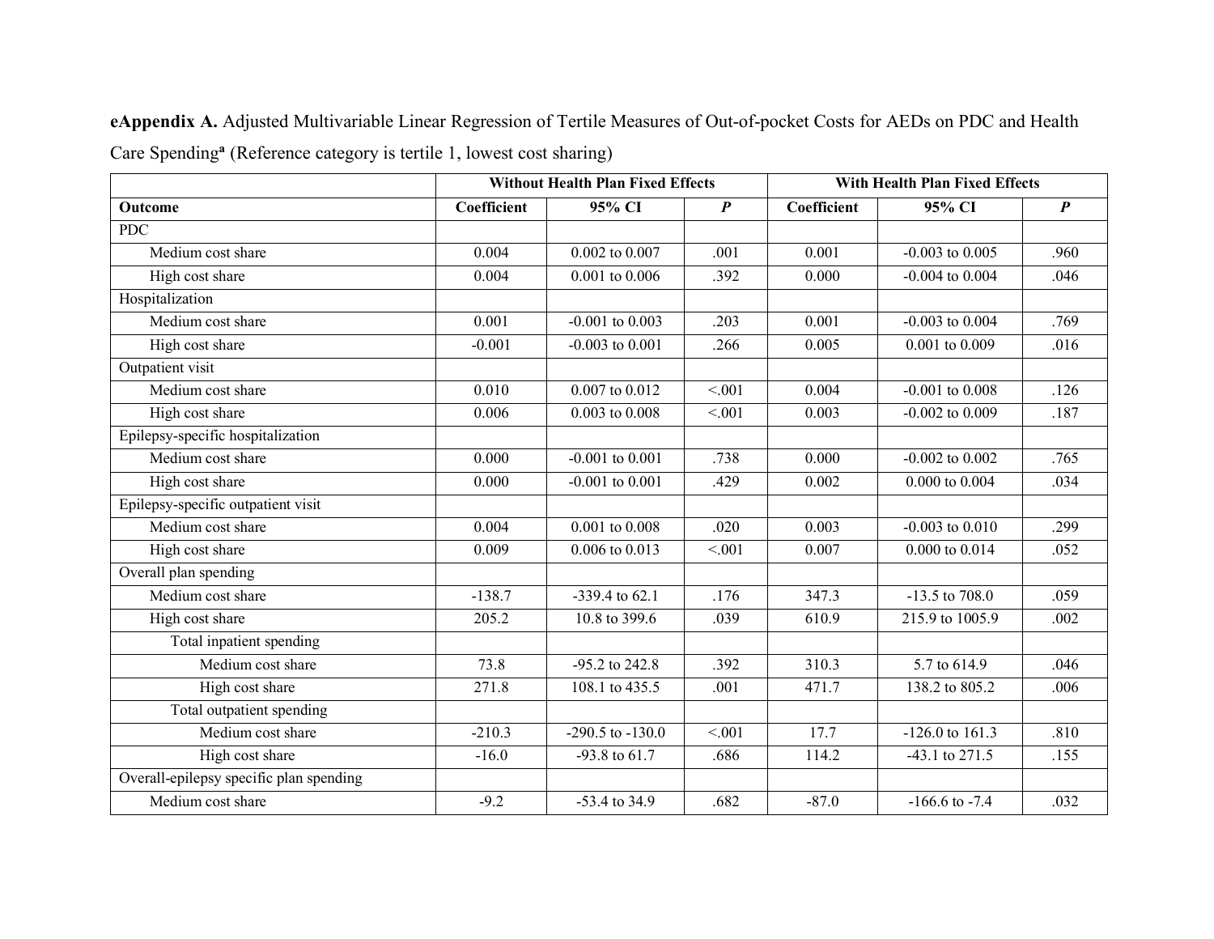**eAppendix A.** Adjusted Multivariable Linear Regression of Tertile Measures of Out-of-pocket Costs for AEDs on PDC and Health Care Spending[a] (Reference category is tertile 1, lowest cost sharing)

| | Without Health Plan Fixed Effects | | | With Health Plan Fixed Effects | | |
|---|---|---|---|---|---|---|
| **Outcome** | **Coefficient** | **95% CI** | ***P*** | **Coefficient** | **95% CI** | ***P*** |
| PDC | | | | | | |
| Medium cost share | 0.004 | 0.002 to 0.007 | .001 | 0.001 | -0.003 to 0.005 | .960 |
| High cost share | 0.004 | 0.001 to 0.006 | .392 | 0.000 | -0.004 to 0.004 | .046 |
| Hospitalization | | | | | | |
| Medium cost share | 0.001 | -0.001 to 0.003 | .203 | 0.001 | -0.003 to 0.004 | .769 |
| High cost share | -0.001 | -0.003 to 0.001 | .266 | 0.005 | 0.001 to 0.009 | .016 |
| Outpatient visit | | | | | | |
| Medium cost share | 0.010 | 0.007 to 0.012 | <.001 | 0.004 | -0.001 to 0.008 | .126 |
| High cost share | 0.006 | 0.003 to 0.008 | <.001 | 0.003 | -0.002 to 0.009 | .187 |
| Epilepsy-specific hospitalization | | | | | | |
| Medium cost share | 0.000 | -0.001 to 0.001 | .738 | 0.000 | -0.002 to 0.002 | .765 |
| High cost share | 0.000 | -0.001 to 0.001 | .429 | 0.002 | 0.000 to 0.004 | .034 |
| Epilepsy-specific outpatient visit | | | | | | |
| Medium cost share | 0.004 | 0.001 to 0.008 | .020 | 0.003 | -0.003 to 0.010 | .299 |
| High cost share | 0.009 | 0.006 to 0.013 | <.001 | 0.007 | 0.000 to 0.014 | .052 |
| Overall plan spending | | | | | | |
| Medium cost share | -138.7 | -339.4 to 62.1 | .176 | 347.3 | -13.5 to 708.0 | .059 |
| High cost share | 205.2 | 10.8 to 399.6 | .039 | 610.9 | 215.9 to 1005.9 | .002 |
| Total inpatient spending | | | | | | |
| Medium cost share | 73.8 | -95.2 to 242.8 | .392 | 310.3 | 5.7 to 614.9 | .046 |
| High cost share | 271.8 | 108.1 to 435.5 | .001 | 471.7 | 138.2 to 805.2 | .006 |
| Total outpatient spending | | | | | | |
| Medium cost share | -210.3 | -290.5 to -130.0 | <.001 | 17.7 | -126.0 to 161.3 | .810 |
| High cost share | -16.0 | -93.8 to 61.7 | .686 | 114.2 | -43.1 to 271.5 | .155 |
| Overall-epilepsy specific plan spending | | | | | | |
| Medium cost share | -9.2 | -53.4 to 34.9 | .682 | -87.0 | -166.6 to -7.4 | .032 |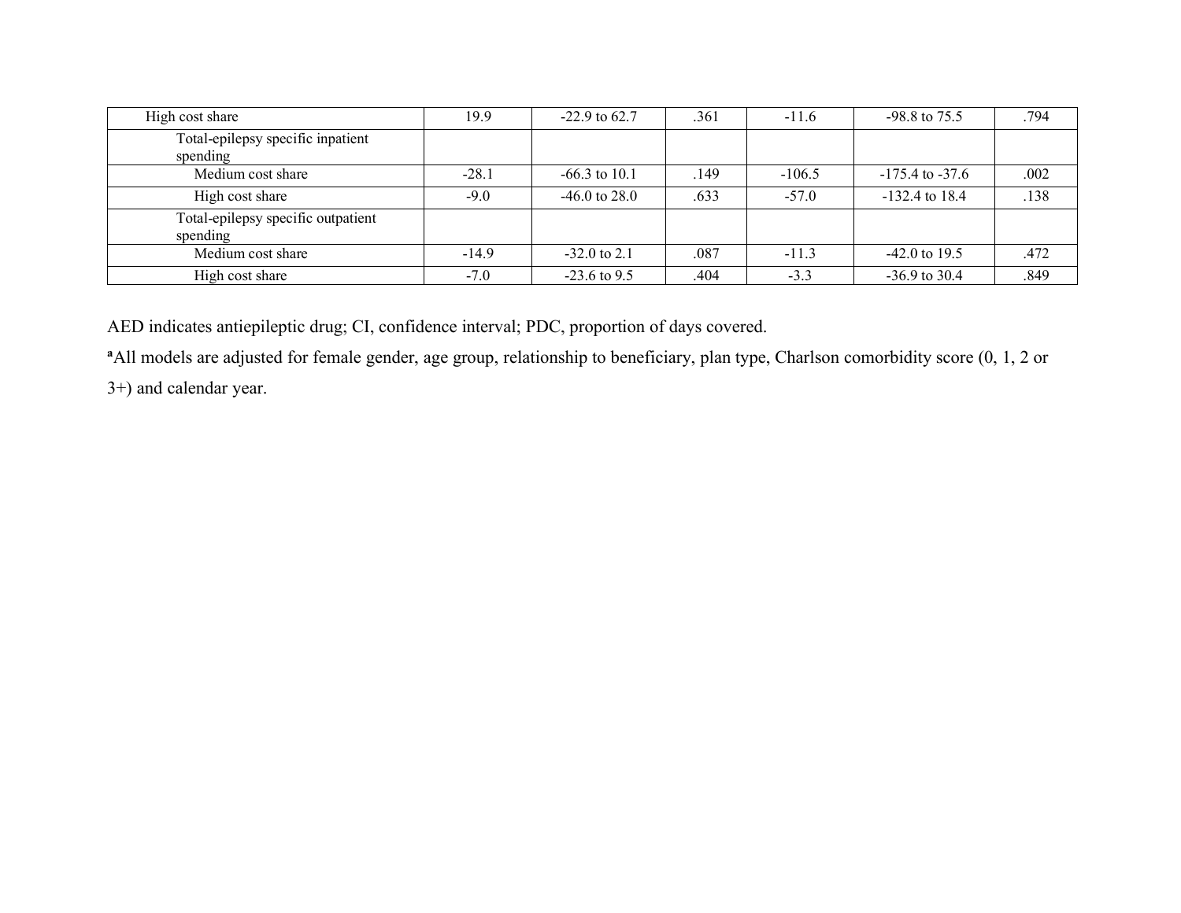| | | | | | | |
|---|---|---|---|---|---|---|
| High cost share | 19.9 | -22.9 to 62.7 | .361 | -11.6 | -98.8 to 75.5 | .794 |
| Total-epilepsy specific inpatient spending | | | | | | |
| Medium cost share | -28.1 | -66.3 to 10.1 | .149 | -106.5 | -175.4 to -37.6 | .002 |
| High cost share | -9.0 | -46.0 to 28.0 | .633 | -57.0 | -132.4 to 18.4 | .138 |
| Total-epilepsy specific outpatient spending | | | | | | |
| Medium cost share | -14.9 | -32.0 to 2.1 | .087 | -11.3 | -42.0 to 19.5 | .472 |
| High cost share | -7.0 | -23.6 to 9.5 | .404 | -3.3 | -36.9 to 30.4 | .849 |

AED indicates antiepileptic drug; CI, confidence interval; PDC, proportion of days covered.

[a]All models are adjusted for female gender, age group, relationship to beneficiary, plan type, Charlson comorbidity score (0, 1, 2 or 3+) and calendar year.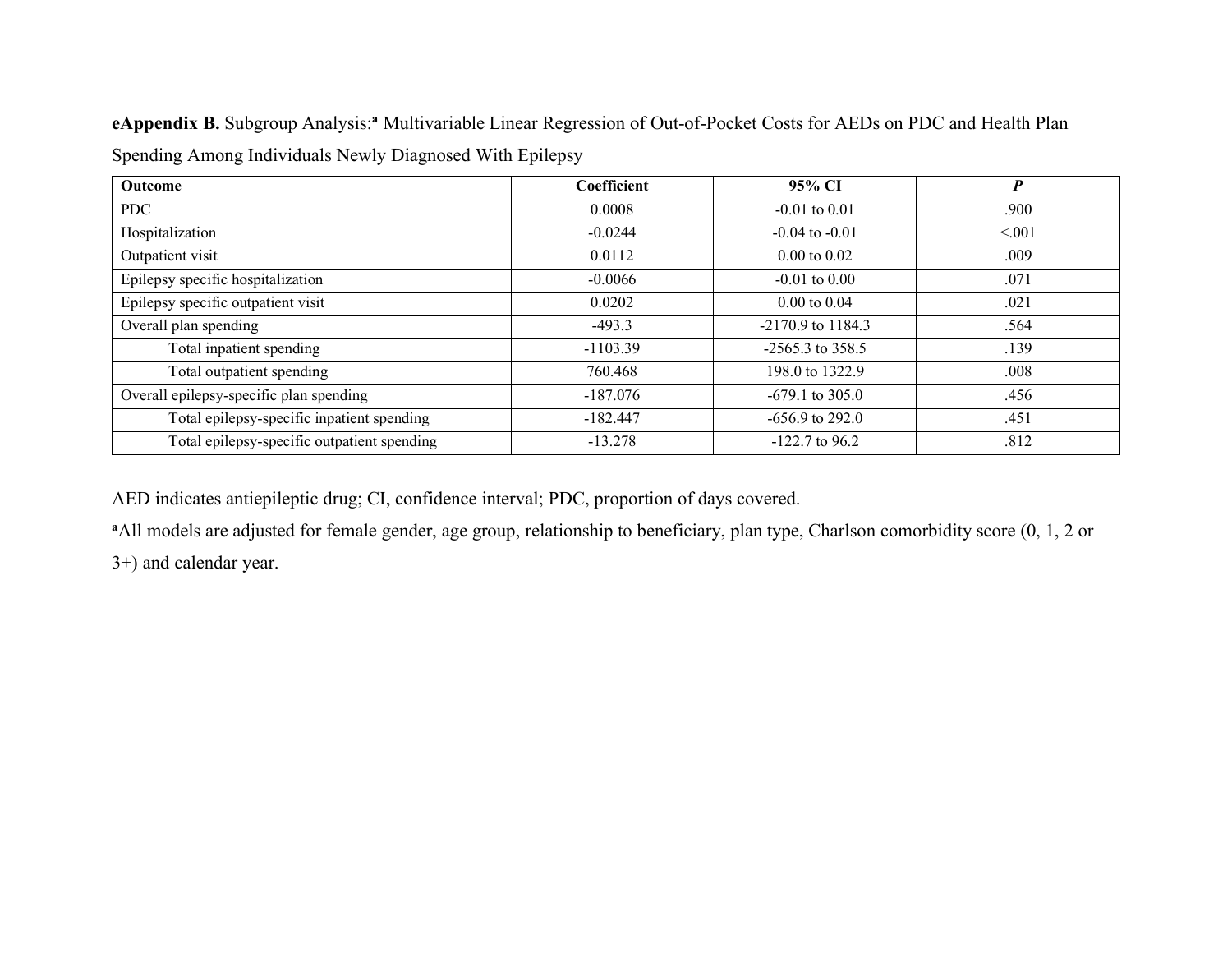**eAppendix B.** Subgroup Analysis:[a] Multivariable Linear Regression of Out-of-Pocket Costs for AEDs on PDC and Health Plan Spending Among Individuals Newly Diagnosed With Epilepsy

| **Outcome** | **Coefficient** | **95% CI** | ***P*** |
|---|---|---|---|
| PDC | 0.0008 | -0.01 to 0.01 | .900 |
| Hospitalization | -0.0244 | -0.04 to -0.01 | <.001 |
| Outpatient visit | 0.0112 | 0.00 to 0.02 | .009 |
| Epilepsy specific hospitalization | -0.0066 | -0.01 to 0.00 | .071 |
| Epilepsy specific outpatient visit | 0.0202 | 0.00 to 0.04 | .021 |
| Overall plan spending | -493.3 | -2170.9 to 1184.3 | .564 |
| Total inpatient spending | -1103.39 | -2565.3 to 358.5 | .139 |
| Total outpatient spending | 760.468 | 198.0 to 1322.9 | .008 |
| Overall epilepsy-specific plan spending | -187.076 | -679.1 to 305.0 | .456 |
| Total epilepsy-specific inpatient spending | -182.447 | -656.9 to 292.0 | .451 |
| Total epilepsy-specific outpatient spending | -13.278 | -122.7 to 96.2 | .812 |

AED indicates antiepileptic drug; CI, confidence interval; PDC, proportion of days covered.

[a]All models are adjusted for female gender, age group, relationship to beneficiary, plan type, Charlson comorbidity score (0, 1, 2 or 3+) and calendar year.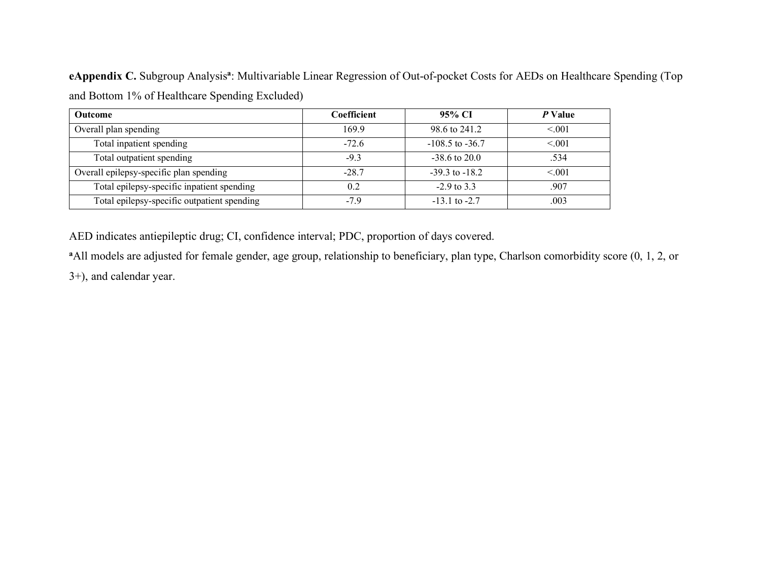**eAppendix C.** Subgroup Analysis[a]: Multivariable Linear Regression of Out-of-pocket Costs for AEDs on Healthcare Spending (Top and Bottom 1% of Healthcare Spending Excluded)

| Outcome | Coefficient | 95% CI | *P* Value |
|---|---|---|---|
| Overall plan spending | 169.9 | 98.6 to 241.2 | <.001 |
| Total inpatient spending | -72.6 | -108.5 to -36.7 | <.001 |
| Total outpatient spending | -9.3 | -38.6 to 20.0 | .534 |
| Overall epilepsy-specific plan spending | -28.7 | -39.3 to -18.2 | <.001 |
| Total epilepsy-specific inpatient spending | 0.2 | -2.9 to 3.3 | .907 |
| Total epilepsy-specific outpatient spending | -7.9 | -13.1 to -2.7 | .003 |

AED indicates antiepileptic drug; CI, confidence interval; PDC, proportion of days covered.

[a]All models are adjusted for female gender, age group, relationship to beneficiary, plan type, Charlson comorbidity score (0, 1, 2, or 3+), and calendar year.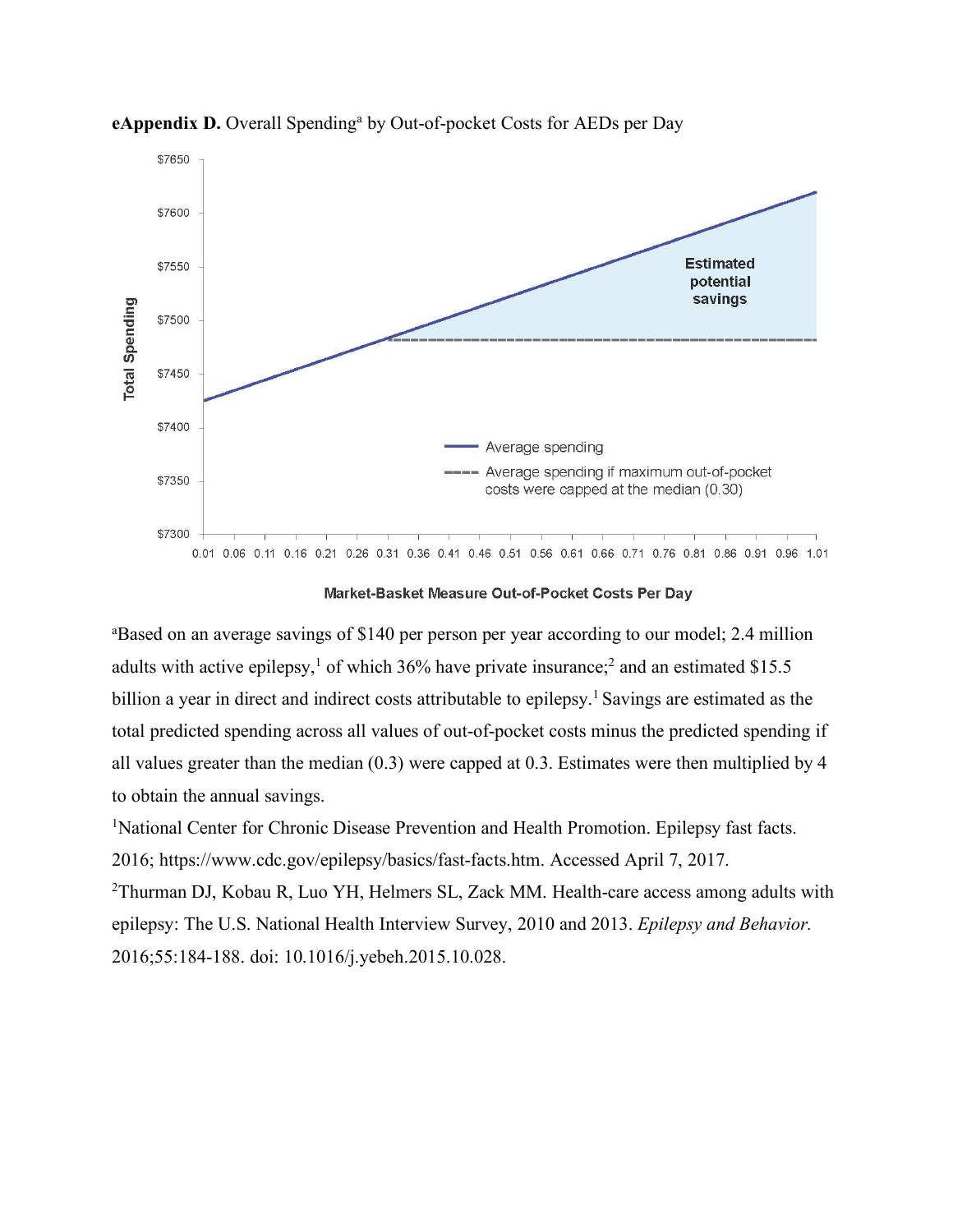**eAppendix D.** Overall Spending[a] by Out-of-pocket Costs for AEDs per Day

$7650
$7600
$7550
$7500
$7450
$7400
$7350
$7300

Total Spending

Estimated potential savings

Average spending

Average spending if maximum out-of-pocket costs were capped at the median (0.30)

0.01 0.06 0.11 0.16 0.21 0.26 0.31 0.36 0.41 0.46 0.51 0.56 0.61 0.66 0.71 0.76 0.81 0.86 0.91 0.96 1.01

Market-Basket Measure Out-of-Pocket Costs Per Day

[a]Based on an average savings of $140 per person per year according to our model; 2.4 million adults with active epilepsy,[1] of which 36% have private insurance;[2] and an estimated $15.5 billion a year in direct and indirect costs attributable to epilepsy.[1] Savings are estimated as the total predicted spending across all values of out-of-pocket costs minus the predicted spending if all values greater than the median (0.3) were capped at 0.3. Estimates were then multiplied by 4 to obtain the annual savings.

[1]National Center for Chronic Disease Prevention and Health Promotion. Epilepsy fast facts. 2016; https://www.cdc.gov/epilepsy/basics/fast-facts.htm. Accessed April 7, 2017.

[2]Thurman DJ, Kobau R, Luo YH, Helmers SL, Zack MM. Health-care access among adults with epilepsy: The U.S. National Health Interview Survey, 2010 and 2013. *Epilepsy and Behavior.* 2016;55:184-188. doi: 10.1016/j.yebeh.2015.10.028.